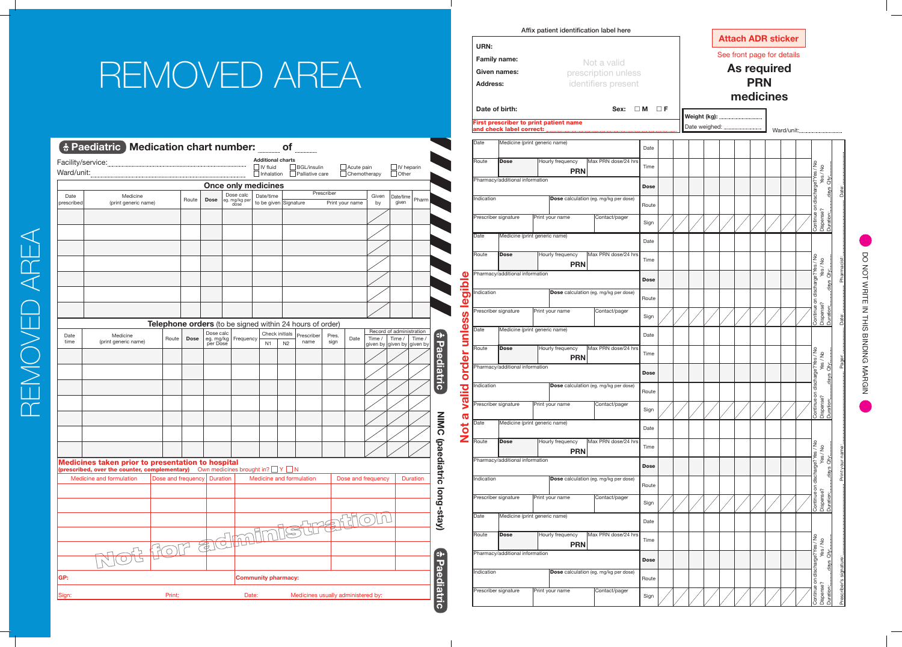REMOVED AREA

REMOVED AREA

## Paediatric Medication chart number: ...... of ......

Facility/service: .................................................

Ward/unit: .................................................

Additional charts
- ☐ IV fluid
- ☐ BGL/insulin
- ☐ Acute pain
- ☐ IV heparin
- ☐ Inhalation
- ☐ Palliative care
- ☐ Chemotherapy
- ☐ Other

### Once only medicines

| Date prescribed | Medicine (print generic name) | Route | Dose | Dose calc eg. mg/kg per dose | Date/time to be given | Prescriber Signature | Prescriber Print your name | Given by | Date/time given | Pharm |
|---|---|---|---|---|---|---|---|---|---|---|
| | | | | | | | | | | |
| | | | | | | | | | | |
| | | | | | | | | | | |
| | | | | | | | | | | |
| | | | | | | | | | | |
| | | | | | | | | | | |
| | | | | | | | | | | |

### Telephone orders (to be signed within 24 hours of order)

| Date time | Medicine (print generic name) | Route | Dose | Dose calc eg. mg/kg per Dose | Frequency | Check initials N1 | Check initials N2 | Prescriber name | Pres. sign | Date | Record of administration Time / given by | Time / given by | Time / given by |
|---|---|---|---|---|---|---|---|---|---|---|---|---|---|
| | | | | | | | | | | | | | |
| | | | | | | | | | | | | | |
| | | | | | | | | | | | | | |
| | | | | | | | | | | | | | |
| | | | | | | | | | | | | | |
| | | | | | | | | | | | | | |
| | | | | | | | | | | | | | |

### Medicines taken prior to presentation to hospital
**(prescribed, over the counter, complementary)** Own medicines brought in? ☐ Y ☐ N

| Medicine and formulation | Dose and frequency | Duration | Medicine and formulation | Dose and frequency | Duration |
|---|---|---|---|---|---|
| | | | | | |
| | | | | | |
| | | | | | |
| | | | | | |
| | | | | | |
| | | | | | |

Not for administration

GP: | Community pharmacy:

Sign: Print: Date: Medicines usually administered by:

Paediatric — NIMC (paediatric long-stay) — Paediatric

Not a valid order unless legible

Affix patient identification label here

URN:

Family name:

Given names:

Address:

Not a valid prescription unless identifiers present

Date of birth: Sex: ☐ M ☐ F

First prescriber to print patient name and check label correct: .................................

**Attach ADR sticker**

See front page for details

# As required PRN medicines

Weight (kg): ..................

Date weighed: ..................

Ward/unit: ..................

| Date | Medicine (print generic name) | | | Date | | | | | | | | | | | |
|---|---|---|---|---|---|---|---|---|---|---|---|---|---|---|---|
| Route | Dose | Hourly frequency PRN | Max PRN dose/24 hrs | Time | | | | | | | | | | | |
| Pharmacy/additional information | | | | Dose | | | | | | | | | | | |
| Indication | | Dose calculation (eg. mg/kg per dose) | | Route | | | | | | | | | | | |
| Prescriber signature | Print your name | | Contact/pager | Sign | | | | | | | | | | | |

Continue on discharge? Yes / No — Dispense? Yes / No — Duration: ......days Qty: ......

(The above PRN block is repeated five times on the page.)

Date: ........ Pharmacist: ........ Date: ........ Pager: ........ Print your name: ........ Prescriber's signature: ........

DO NOT WRITE IN THIS BINDING MARGIN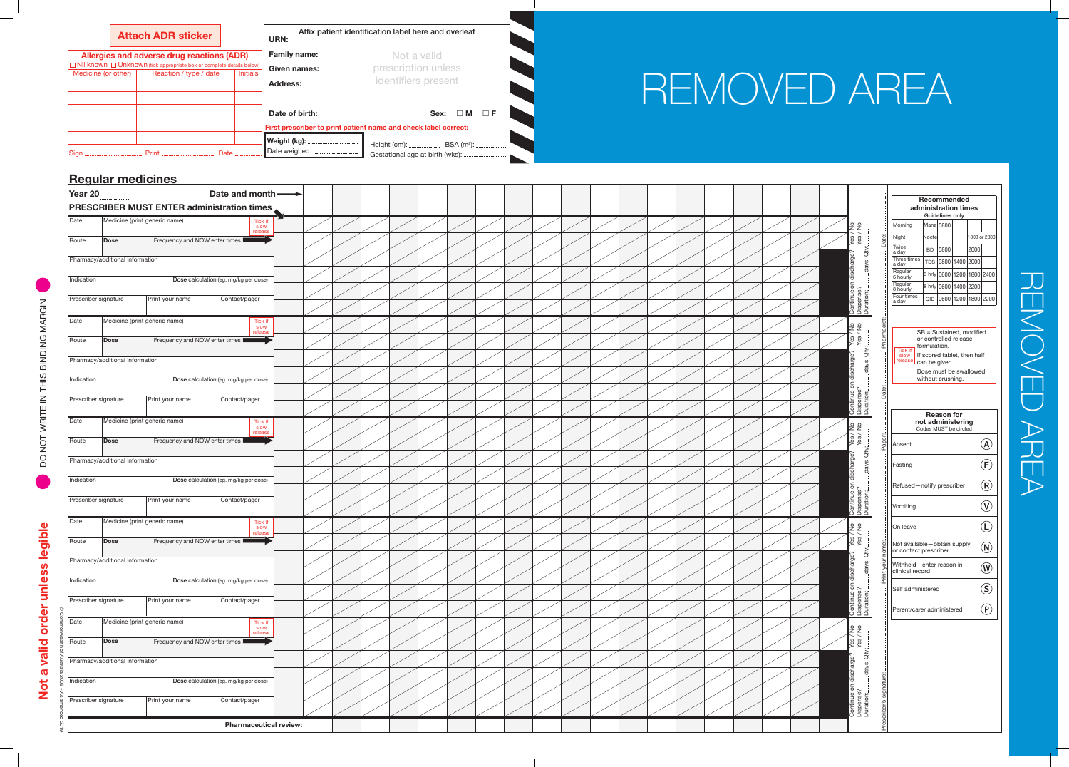Attach ADR sticker

**Allergies and adverse drug reactions (ADR)**

☐ Nil known ☐ Unknown (tick appropriate box or complete details below)

| Medicine (or other) | Reaction / type / date | Initials |
|---|---|---|
| | | |
| | | |
| | | |
| | | |
| | | |

Sign ............................ Print ............................ Date ............

URN:

Affix patient identification label here and overleaf

Family name:

Given names:

Address:

Not a valid prescription unless identifiers present

Date of birth:

Sex: ☐ M ☐ F

First prescriber to print patient name and check label correct:

Weight (kg): ............................

Date weighed: ............................

Height (cm): ................ BSA (m²): ................

Gestational age at birth (wks): ............................

REMOVED AREA

## Regular medicines

Year 20.........

Date and month →

**PRESCRIBER MUST ENTER administration times**

| Field | | |
|---|---|---|
| Date | Medicine (print generic name) | Tick if slow release |
| Route | **Dose** | Frequency and NOW enter times |
| Pharmacy/additional Information | | |
| Indication | | Dose calculation (eg. mg/kg per dose) |
| Prescriber signature | Print your name | Contact/pager |

Continue on discharge? Yes / No
Dispense? Yes / No
Duration: ........ days Qty: ........

(The above medicine order block is repeated five times.)

Pharmaceutical review:

Date ............ Pharmacist ............ Date ............ Pager ............ Print your name ............ Prescriber's signature ............

| Recommended administration times | | | | | | |
|---|---|---|---|---|---|---|
| Guidelines only | | | | | | |
| Morning | Mane | 0800 | | | | |
| Night | Nocte | | | 1800 or 2000 | | |
| Twice a day | BD | 0800 | | 2000 | | |
| Three times a day | TDS | 0800 | 1400 | 2000 | | |
| Regular 6 hourly | 6 hrly | 0600 | 1200 | 1800 | 2400 | |
| Regular 8 hourly | 8 hrly | 0600 | 1400 | 2200 | | |
| Four times a day | QID | 0600 | 1200 | 1800 | 2200 | |

Tick if slow release

SR = Sustained, modified or controlled release formulation.

If scored tablet, then half can be given.

Dose must be swallowed without crushing.

| Reason for not administering | |
|---|---|
| Codes MUST be circled | |
| Absent | A |
| Fasting | F |
| Refused—notify prescriber | R |
| Vomiting | V |
| On leave | L |
| Not available—obtain supply or contact prescriber | N |
| Withheld—enter reason in clinical record | W |
| Self administered | S |
| Parent/carer administered | P |

REMOVED AREA

DO NOT WRITE IN THIS BINDING MARGIN

**Not a valid order unless legible**

© Commonwealth of Australia 2005 – As amended 2019